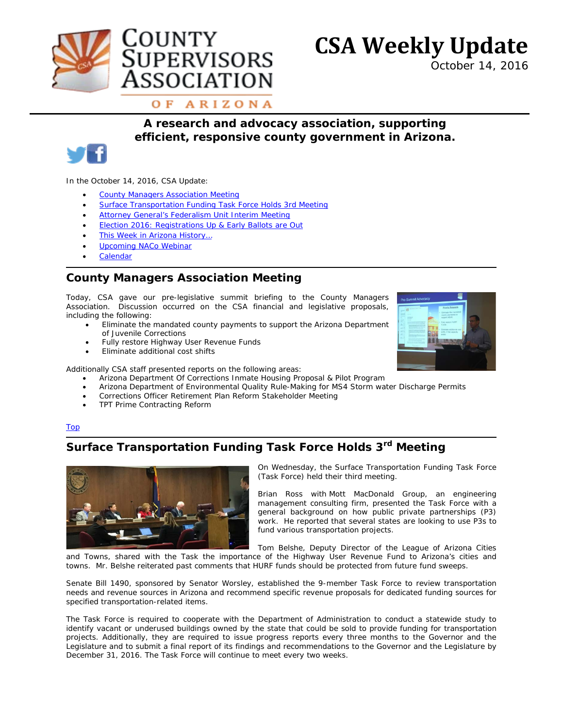# CSA Weekly Update

October 14, 2016

**COUNTY SUPERVISORS ASSOCIATION OF ARIZONA**

**A research and advocacy association, supporting efficient, responsive county government in Arizona.**

In the October 14, 2016, CSA Update:

- County Managers Association Meeting
- Surface Transportation Funding Task Force Holds 3rd Meeting
- Attorney General's Federalism Unit Interim Meeting
- Election 2016: Registrations Up & Early Ballots are Out
- This Week in Arizona History…
- Upcoming NACo Webinar
- Calendar

## County Managers Association Meeting

Today, CSA gave our pre-legislative summit briefing to the County Managers Association. Discussion occurred on the CSA financial and legislative proposals, including the following:

- Eliminate the mandated county payments to support the Arizona Department of Juvenile Corrections
- Fully restore Highway User Revenue Funds
- Eliminate additional cost shifts

Additionally CSA staff presented reports on the following areas:

- Arizona Department Of Corrections Inmate Housing Proposal & Pilot Program
- Arizona Department of Environmental Quality Rule-Making for MS4 Storm water Discharge Permits
- Corrections Officer Retirement Plan Reform Stakeholder Meeting
- TPT Prime Contracting Reform

Top

## Surface Transportation Funding Task Force Holds 3rd Meeting

On Wednesday, the Surface Transportation Funding Task Force (Task Force) held their third meeting.

Brian Ross with Mott MacDonald Group, an engineering management consulting firm, presented the Task Force with a general background on how public private partnerships (P3) work. He reported that several states are looking to use P3s to fund various transportation projects.

Tom Belshe, Deputy Director of the League of Arizona Cities and Towns, shared with the Task the importance of the Highway User Revenue Fund to Arizona's cities and towns. Mr. Belshe reiterated past comments that HURF funds should be protected from future fund sweeps.

Senate Bill 1490, sponsored by Senator Worsley, established the 9-member Task Force to review transportation needs and revenue sources in Arizona and recommend specific revenue proposals for dedicated funding sources for specified transportation-related items.

The Task Force is required to cooperate with the Department of Administration to conduct a statewide study to identify vacant or underused buildings owned by the state that could be sold to provide funding for transportation projects. Additionally, they are required to issue progress reports every three months to the Governor and the Legislature and to submit a final report of its findings and recommendations to the Governor and the Legislature by December 31, 2016. The Task Force will continue to meet every two weeks.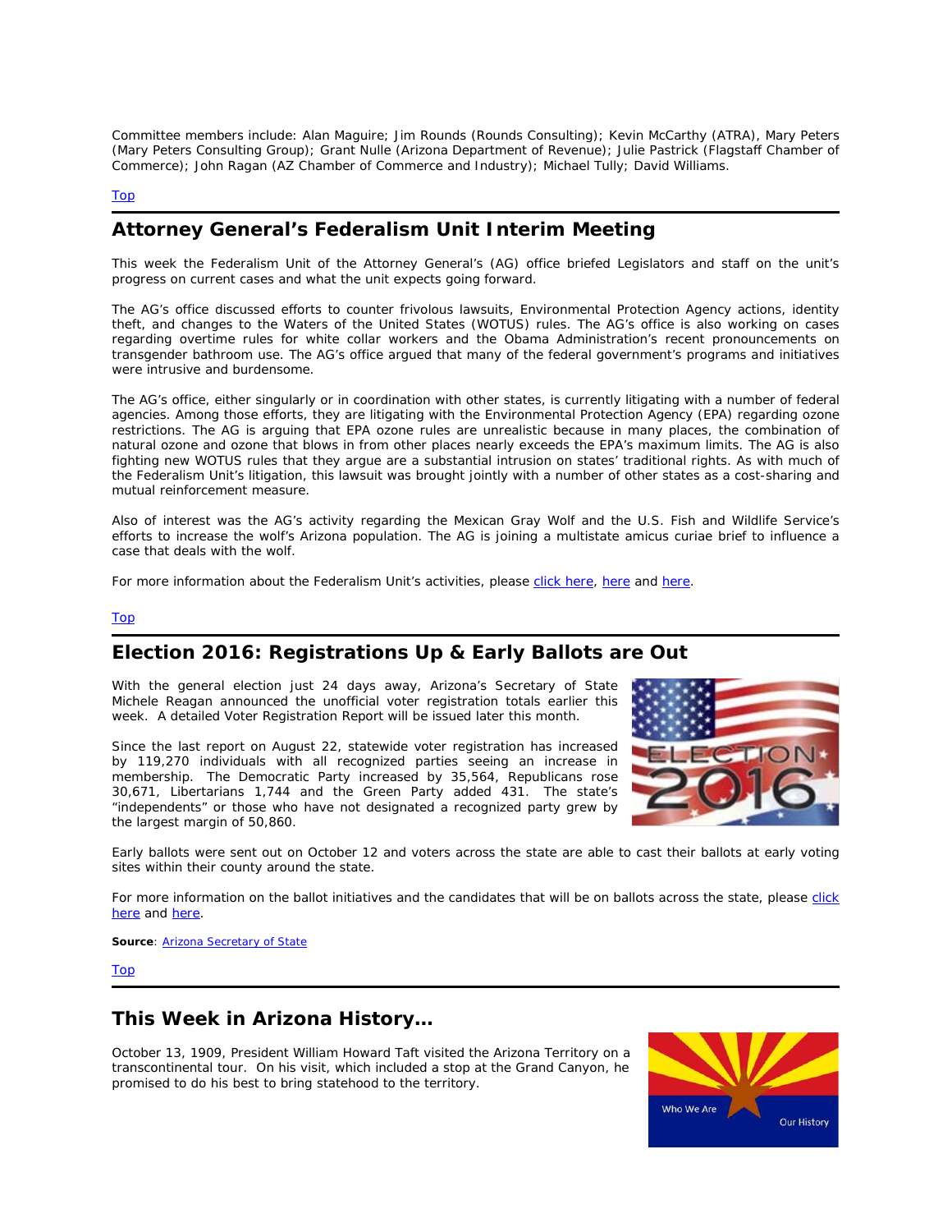Committee members include: Alan Maguire; Jim Rounds (Rounds Consulting); Kevin McCarthy (ATRA), Mary Peters (Mary Peters Consulting Group); Grant Nulle (Arizona Department of Revenue); Julie Pastrick (Flagstaff Chamber of Commerce); John Ragan (AZ Chamber of Commerce and Industry); Michael Tully; David Williams.

Top

## Attorney General's Federalism Unit Interim Meeting

This week the Federalism Unit of the Attorney General's (AG) office briefed Legislators and staff on the unit's progress on current cases and what the unit expects going forward.

The AG's office discussed efforts to counter frivolous lawsuits, Environmental Protection Agency actions, identity theft, and changes to the Waters of the United States (WOTUS) rules. The AG's office is also working on cases regarding overtime rules for white collar workers and the Obama Administration's recent pronouncements on transgender bathroom use. The AG's office argued that many of the federal government's programs and initiatives were intrusive and burdensome.

The AG's office, either singularly or in coordination with other states, is currently litigating with a number of federal agencies. Among those efforts, they are litigating with the Environmental Protection Agency (EPA) regarding ozone restrictions. The AG is arguing that EPA ozone rules are unrealistic because in many places, the combination of natural ozone and ozone that blows in from other places nearly exceeds the EPA's maximum limits. The AG is also fighting new WOTUS rules that they argue are a substantial intrusion on states' traditional rights. As with much of the Federalism Unit's litigation, this lawsuit was brought jointly with a number of other states as a cost-sharing and mutual reinforcement measure.

Also of interest was the AG's activity regarding the Mexican Gray Wolf and the U.S. Fish and Wildlife Service's efforts to increase the wolf's Arizona population. The AG is joining a multistate amicus curiae brief to influence a case that deals with the wolf.

For more information about the Federalism Unit's activities, please click here, here and here.

Top

## Election 2016: Registrations Up & Early Ballots are Out

With the general election just 24 days away, Arizona's Secretary of State Michele Reagan announced the unofficial voter registration totals earlier this week. A detailed Voter Registration Report will be issued later this month.

Since the last report on August 22, statewide voter registration has increased by 119,270 individuals with all recognized parties seeing an increase in membership. The Democratic Party increased by 35,564, Republicans rose 30,671, Libertarians 1,744 and the Green Party added 431. The state's "independents" or those who have not designated a recognized party grew by the largest margin of 50,860.

Early ballots were sent out on October 12 and voters across the state are able to cast their ballots at early voting sites within their county around the state.

For more information on the ballot initiatives and the candidates that will be on ballots across the state, please click here and here.

**Source**: Arizona Secretary of State

Top

## This Week in Arizona History…

October 13, 1909, President William Howard Taft visited the Arizona Territory on a transcontinental tour. On his visit, which included a stop at the Grand Canyon, he promised to do his best to bring statehood to the territory.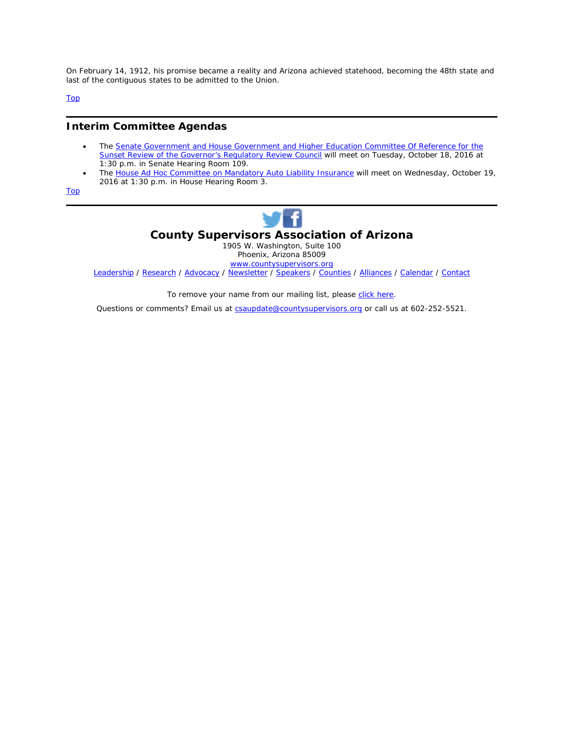On February 14, 1912, his promise became a reality and Arizona achieved statehood, becoming the 48th state and last of the contiguous states to be admitted to the Union.

Top

---

## Interim Committee Agendas

- The Senate Government and House Government and Higher Education Committee Of Reference for the Sunset Review of the Governor's Regulatory Review Council will meet on Tuesday, October 18, 2016 at 1:30 p.m. in Senate Hearing Room 109.
- The House Ad Hoc Committee on Mandatory Auto Liability Insurance will meet on Wednesday, October 19, 2016 at 1:30 p.m. in House Hearing Room 3.

Top

---

## County Supervisors Association of Arizona

1905 W. Washington, Suite 100
Phoenix, Arizona 85009
www.countysupervisors.org
Leadership / Research / Advocacy / Newsletter / Speakers / Counties / Alliances / Calendar / Contact

To remove your name from our mailing list, please click here.

Questions or comments? Email us at csaupdate@countysupervisors.org or call us at 602-252-5521.